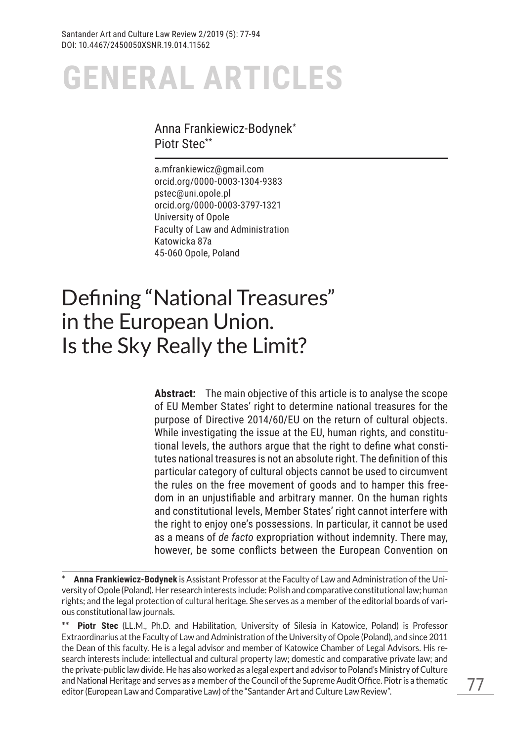# GENERAL ARTICLES

Anna Frankiewicz-Bodynek*
Piotr Stec**

a.mfrankiewicz@gmail.com
orcid.org/0000-0003-1304-9383
pstec@uni.opole.pl
orcid.org/0000-0003-3797-1321
University of Opole
Faculty of Law and Administration
Katowicka 87a
45-060 Opole, Poland

# Defining "National Treasures" in the European Union. Is the Sky Really the Limit?

**Abstract:** The main objective of this article is to analyse the scope of EU Member States' right to determine national treasures for the purpose of Directive 2014/60/EU on the return of cultural objects. While investigating the issue at the EU, human rights, and constitutional levels, the authors argue that the right to define what constitutes national treasures is not an absolute right. The definition of this particular category of cultural objects cannot be used to circumvent the rules on the free movement of goods and to hamper this freedom in an unjustifiable and arbitrary manner. On the human rights and constitutional levels, Member States' right cannot interfere with the right to enjoy one's possessions. In particular, it cannot be used as a means of *de facto* expropriation without indemnity. There may, however, be some conflicts between the European Convention on

---

\* **Anna Frankiewicz-Bodynek** is Assistant Professor at the Faculty of Law and Administration of the University of Opole (Poland). Her research interests include: Polish and comparative constitutional law; human rights; and the legal protection of cultural heritage. She serves as a member of the editorial boards of various constitutional law journals.

\*\* **Piotr Stec** (LL.M., Ph.D. and Habilitation, University of Silesia in Katowice, Poland) is Professor Extraordinarius at the Faculty of Law and Administration of the University of Opole (Poland), and since 2011 the Dean of this faculty. He is a legal advisor and member of Katowice Chamber of Legal Advisors. His research interests include: intellectual and cultural property law; domestic and comparative private law; and the private-public law divide. He has also worked as a legal expert and advisor to Poland's Ministry of Culture and National Heritage and serves as a member of the Council of the Supreme Audit Office. Piotr is a thematic editor (European Law and Comparative Law) of the "Santander Art and Culture Law Review".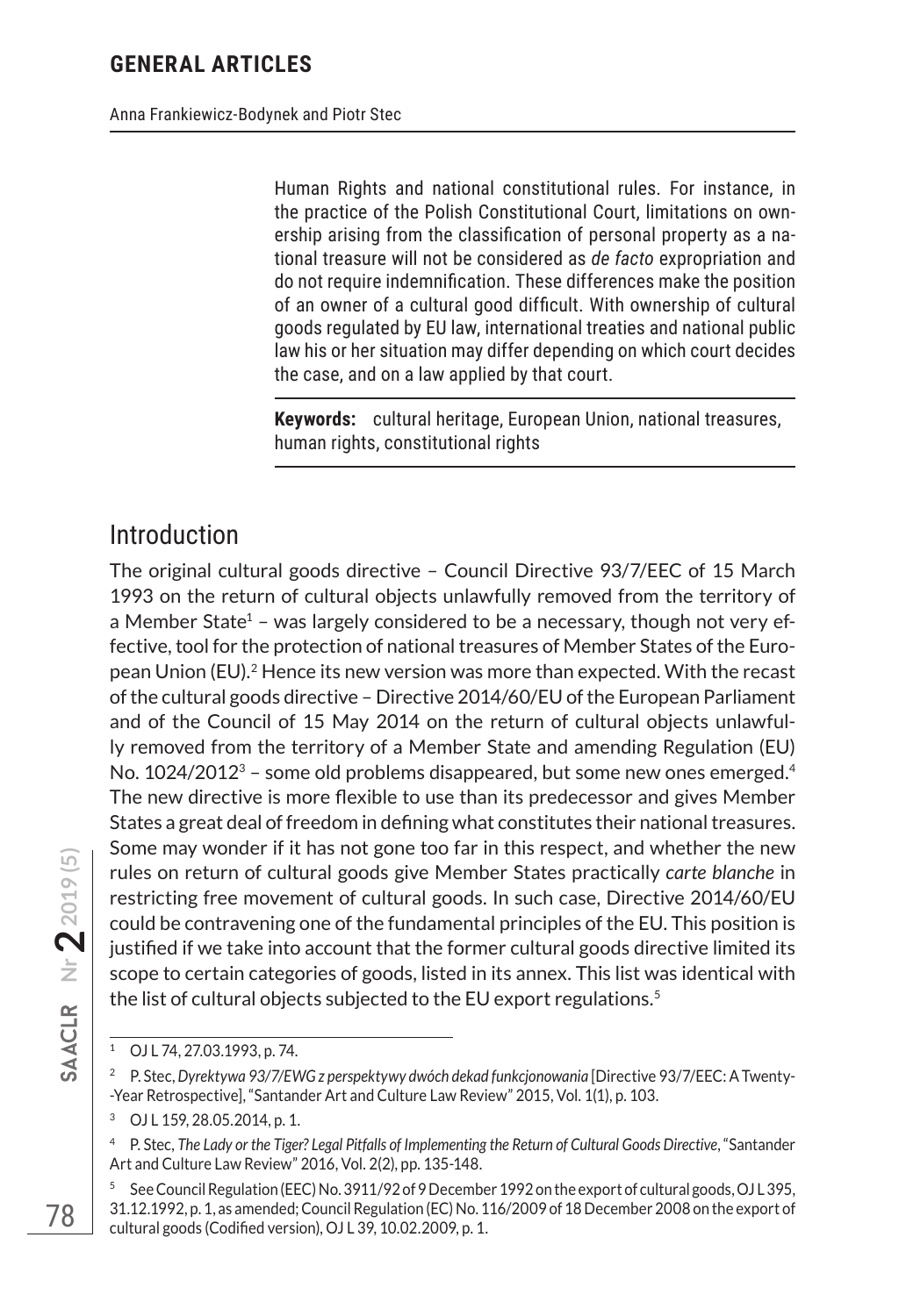Human Rights and national constitutional rules. For instance, in the practice of the Polish Constitutional Court, limitations on ownership arising from the classification of personal property as a national treasure will not be considered as *de facto* expropriation and do not require indemnification. These differences make the position of an owner of a cultural good difficult. With ownership of cultural goods regulated by EU law, international treaties and national public law his or her situation may differ depending on which court decides the case, and on a law applied by that court.

**Keywords:** cultural heritage, European Union, national treasures, human rights, constitutional rights

## Introduction

The original cultural goods directive – Council Directive 93/7/EEC of 15 March 1993 on the return of cultural objects unlawfully removed from the territory of a Member State[1] – was largely considered to be a necessary, though not very effective, tool for the protection of national treasures of Member States of the European Union (EU).[2] Hence its new version was more than expected. With the recast of the cultural goods directive – Directive 2014/60/EU of the European Parliament and of the Council of 15 May 2014 on the return of cultural objects unlawfully removed from the territory of a Member State and amending Regulation (EU) No. 1024/2012[3] – some old problems disappeared, but some new ones emerged.[4] The new directive is more flexible to use than its predecessor and gives Member States a great deal of freedom in defining what constitutes their national treasures. Some may wonder if it has not gone too far in this respect, and whether the new rules on return of cultural goods give Member States practically *carte blanche* in restricting free movement of cultural goods. In such case, Directive 2014/60/EU could be contravening one of the fundamental principles of the EU. This position is justified if we take into account that the former cultural goods directive limited its scope to certain categories of goods, listed in its annex. This list was identical with the list of cultural objects subjected to the EU export regulations.[5]

---

[1] OJ L 74, 27.03.1993, p. 74.

[2] P. Stec, *Dyrektywa 93/7/EWG z perspektywy dwóch dekad funkcjonowania* [Directive 93/7/EEC: A Twenty-Year Retrospective], "Santander Art and Culture Law Review" 2015, Vol. 1(1), p. 103.

[3] OJ L 159, 28.05.2014, p. 1.

[4] P. Stec, *The Lady or the Tiger? Legal Pitfalls of Implementing the Return of Cultural Goods Directive*, "Santander Art and Culture Law Review" 2016, Vol. 2(2), pp. 135-148.

[5] See Council Regulation (EEC) No. 3911/92 of 9 December 1992 on the export of cultural goods, OJ L 395, 31.12.1992, p. 1, as amended; Council Regulation (EC) No. 116/2009 of 18 December 2008 on the export of cultural goods (Codified version), OJ L 39, 10.02.2009, p. 1.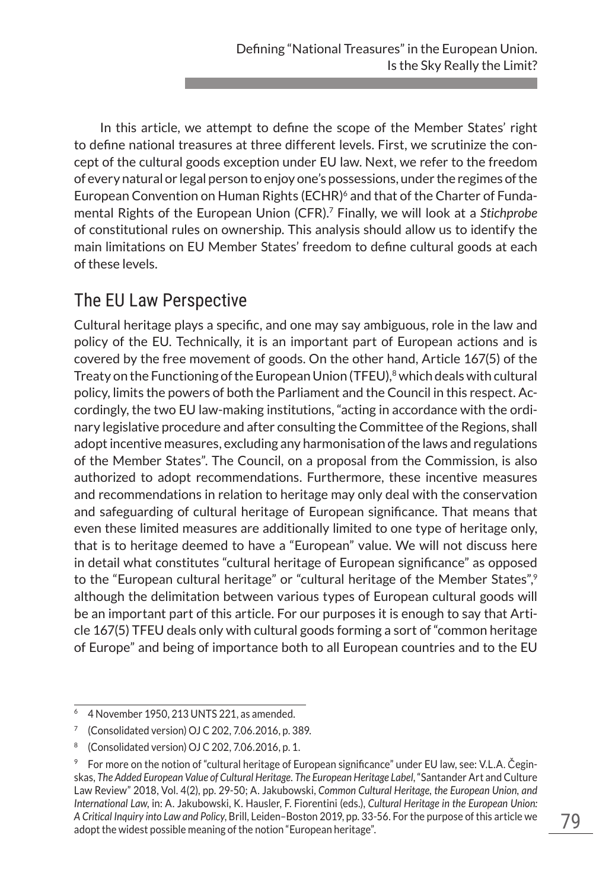In this article, we attempt to define the scope of the Member States' right to define national treasures at three different levels. First, we scrutinize the concept of the cultural goods exception under EU law. Next, we refer to the freedom of every natural or legal person to enjoy one's possessions, under the regimes of the European Convention on Human Rights (ECHR)[6] and that of the Charter of Fundamental Rights of the European Union (CFR).[7] Finally, we will look at a *Stichprobe* of constitutional rules on ownership. This analysis should allow us to identify the main limitations on EU Member States' freedom to define cultural goods at each of these levels.

## The EU Law Perspective

Cultural heritage plays a specific, and one may say ambiguous, role in the law and policy of the EU. Technically, it is an important part of European actions and is covered by the free movement of goods. On the other hand, Article 167(5) of the Treaty on the Functioning of the European Union (TFEU),[8] which deals with cultural policy, limits the powers of both the Parliament and the Council in this respect. Accordingly, the two EU law-making institutions, "acting in accordance with the ordinary legislative procedure and after consulting the Committee of the Regions, shall adopt incentive measures, excluding any harmonisation of the laws and regulations of the Member States". The Council, on a proposal from the Commission, is also authorized to adopt recommendations. Furthermore, these incentive measures and recommendations in relation to heritage may only deal with the conservation and safeguarding of cultural heritage of European significance. That means that even these limited measures are additionally limited to one type of heritage only, that is to heritage deemed to have a "European" value. We will not discuss here in detail what constitutes "cultural heritage of European significance" as opposed to the "European cultural heritage" or "cultural heritage of the Member States",[9] although the delimitation between various types of European cultural goods will be an important part of this article. For our purposes it is enough to say that Article 167(5) TFEU deals only with cultural goods forming a sort of "common heritage of Europe" and being of importance both to all European countries and to the EU

---

[6] 4 November 1950, 213 UNTS 221, as amended.

[7] (Consolidated version) OJ C 202, 7.06.2016, p. 389.

[8] (Consolidated version) OJ C 202, 7.06.2016, p. 1.

[9] For more on the notion of "cultural heritage of European significance" under EU law, see: V.L.A. Čeginskas, *The Added European Value of Cultural Heritage. The European Heritage Label*, "Santander Art and Culture Law Review" 2018, Vol. 4(2), pp. 29-50; A. Jakubowski, *Common Cultural Heritage, the European Union, and International Law*, in: A. Jakubowski, K. Hausler, F. Fiorentini (eds.), *Cultural Heritage in the European Union: A Critical Inquiry into Law and Policy*, Brill, Leiden–Boston 2019, pp. 33-56. For the purpose of this article we adopt the widest possible meaning of the notion "European heritage".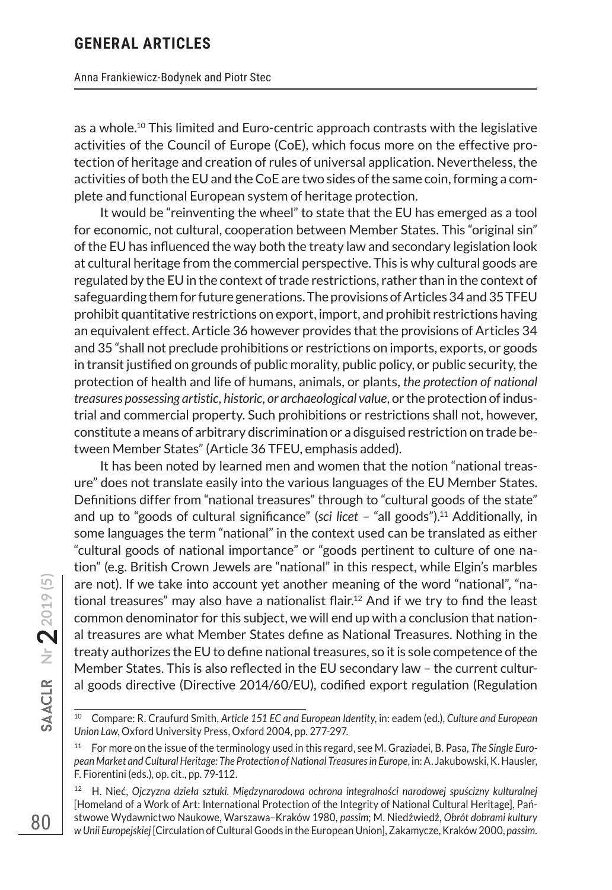as a whole.[10] This limited and Euro-centric approach contrasts with the legislative activities of the Council of Europe (CoE), which focus more on the effective protection of heritage and creation of rules of universal application. Nevertheless, the activities of both the EU and the CoE are two sides of the same coin, forming a complete and functional European system of heritage protection.

It would be "reinventing the wheel" to state that the EU has emerged as a tool for economic, not cultural, cooperation between Member States. This "original sin" of the EU has influenced the way both the treaty law and secondary legislation look at cultural heritage from the commercial perspective. This is why cultural goods are regulated by the EU in the context of trade restrictions, rather than in the context of safeguarding them for future generations. The provisions of Articles 34 and 35 TFEU prohibit quantitative restrictions on export, import, and prohibit restrictions having an equivalent effect. Article 36 however provides that the provisions of Articles 34 and 35 "shall not preclude prohibitions or restrictions on imports, exports, or goods in transit justified on grounds of public morality, public policy, or public security, the protection of health and life of humans, animals, or plants, *the protection of national treasures possessing artistic, historic, or archaeological value*, or the protection of industrial and commercial property. Such prohibitions or restrictions shall not, however, constitute a means of arbitrary discrimination or a disguised restriction on trade between Member States" (Article 36 TFEU, emphasis added).

It has been noted by learned men and women that the notion "national treasure" does not translate easily into the various languages of the EU Member States. Definitions differ from "national treasures" through to "cultural goods of the state" and up to "goods of cultural significance" (*sci licet* – "all goods").[11] Additionally, in some languages the term "national" in the context used can be translated as either "cultural goods of national importance" or "goods pertinent to culture of one nation" (e.g. British Crown Jewels are "national" in this respect, while Elgin's marbles are not). If we take into account yet another meaning of the word "national", "national treasures" may also have a nationalist flair.[12] And if we try to find the least common denominator for this subject, we will end up with a conclusion that national treasures are what Member States define as National Treasures. Nothing in the treaty authorizes the EU to define national treasures, so it is sole competence of the Member States. This is also reflected in the EU secondary law – the current cultural goods directive (Directive 2014/60/EU), codified export regulation (Regulation

---

[10] Compare: R. Craufurd Smith, *Article 151 EC and European Identity*, in: eadem (ed.), *Culture and European Union Law*, Oxford University Press, Oxford 2004, pp. 277-297.

[11] For more on the issue of the terminology used in this regard, see M. Graziadei, B. Pasa, *The Single European Market and Cultural Heritage: The Protection of National Treasures in Europe*, in: A. Jakubowski, K. Hausler, F. Fiorentini (eds.), op. cit., pp. 79-112.

[12] H. Nieć, *Ojczyzna dzieła sztuki. Międzynarodowa ochrona integralności narodowej spuścizny kulturalnej* [Homeland of a Work of Art: International Protection of the Integrity of National Cultural Heritage], Państwowe Wydawnictwo Naukowe, Warszawa–Kraków 1980, *passim*; M. Niedźwiedź, *Obrót dobrami kultury w Unii Europejskiej* [Circulation of Cultural Goods in the European Union], Zakamycze, Kraków 2000, *passim*.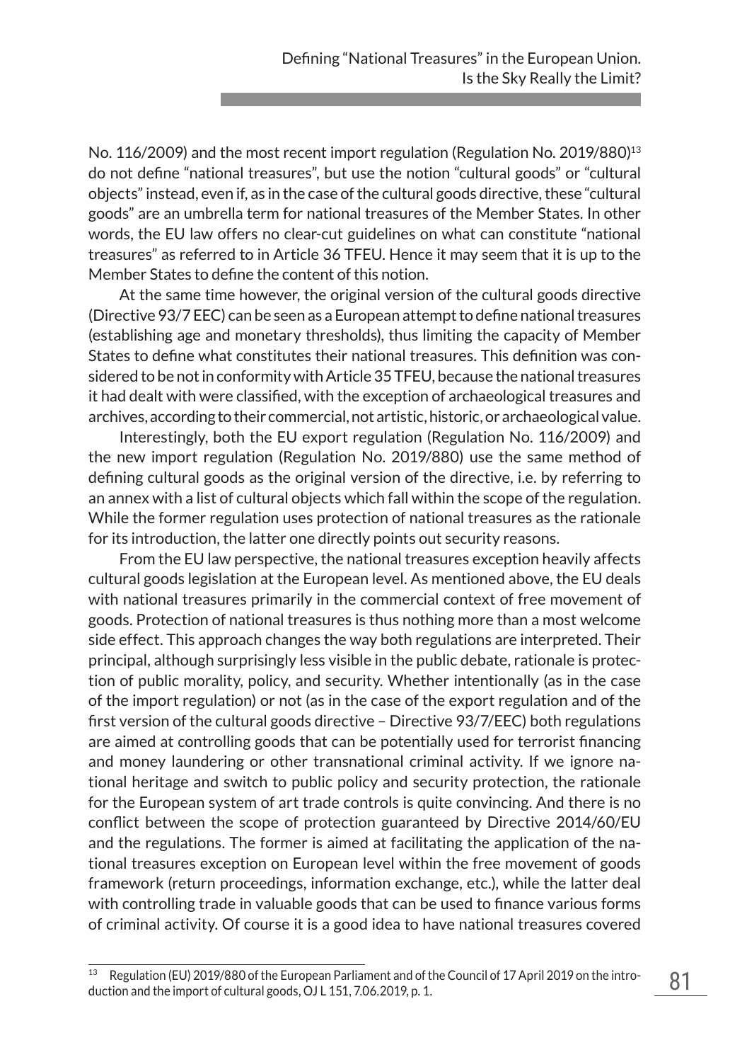No. 116/2009) and the most recent import regulation (Regulation No. 2019/880)[13] do not define "national treasures", but use the notion "cultural goods" or "cultural objects" instead, even if, as in the case of the cultural goods directive, these "cultural goods" are an umbrella term for national treasures of the Member States. In other words, the EU law offers no clear-cut guidelines on what can constitute "national treasures" as referred to in Article 36 TFEU. Hence it may seem that it is up to the Member States to define the content of this notion.

At the same time however, the original version of the cultural goods directive (Directive 93/7 EEC) can be seen as a European attempt to define national treasures (establishing age and monetary thresholds), thus limiting the capacity of Member States to define what constitutes their national treasures. This definition was considered to be not in conformity with Article 35 TFEU, because the national treasures it had dealt with were classified, with the exception of archaeological treasures and archives, according to their commercial, not artistic, historic, or archaeological value.

Interestingly, both the EU export regulation (Regulation No. 116/2009) and the new import regulation (Regulation No. 2019/880) use the same method of defining cultural goods as the original version of the directive, i.e. by referring to an annex with a list of cultural objects which fall within the scope of the regulation. While the former regulation uses protection of national treasures as the rationale for its introduction, the latter one directly points out security reasons.

From the EU law perspective, the national treasures exception heavily affects cultural goods legislation at the European level. As mentioned above, the EU deals with national treasures primarily in the commercial context of free movement of goods. Protection of national treasures is thus nothing more than a most welcome side effect. This approach changes the way both regulations are interpreted. Their principal, although surprisingly less visible in the public debate, rationale is protection of public morality, policy, and security. Whether intentionally (as in the case of the import regulation) or not (as in the case of the export regulation and of the first version of the cultural goods directive – Directive 93/7/EEC) both regulations are aimed at controlling goods that can be potentially used for terrorist financing and money laundering or other transnational criminal activity. If we ignore national heritage and switch to public policy and security protection, the rationale for the European system of art trade controls is quite convincing. And there is no conflict between the scope of protection guaranteed by Directive 2014/60/EU and the regulations. The former is aimed at facilitating the application of the national treasures exception on European level within the free movement of goods framework (return proceedings, information exchange, etc.), while the latter deal with controlling trade in valuable goods that can be used to finance various forms of criminal activity. Of course it is a good idea to have national treasures covered

[13] Regulation (EU) 2019/880 of the European Parliament and of the Council of 17 April 2019 on the introduction and the import of cultural goods, OJ L 151, 7.06.2019, p. 1.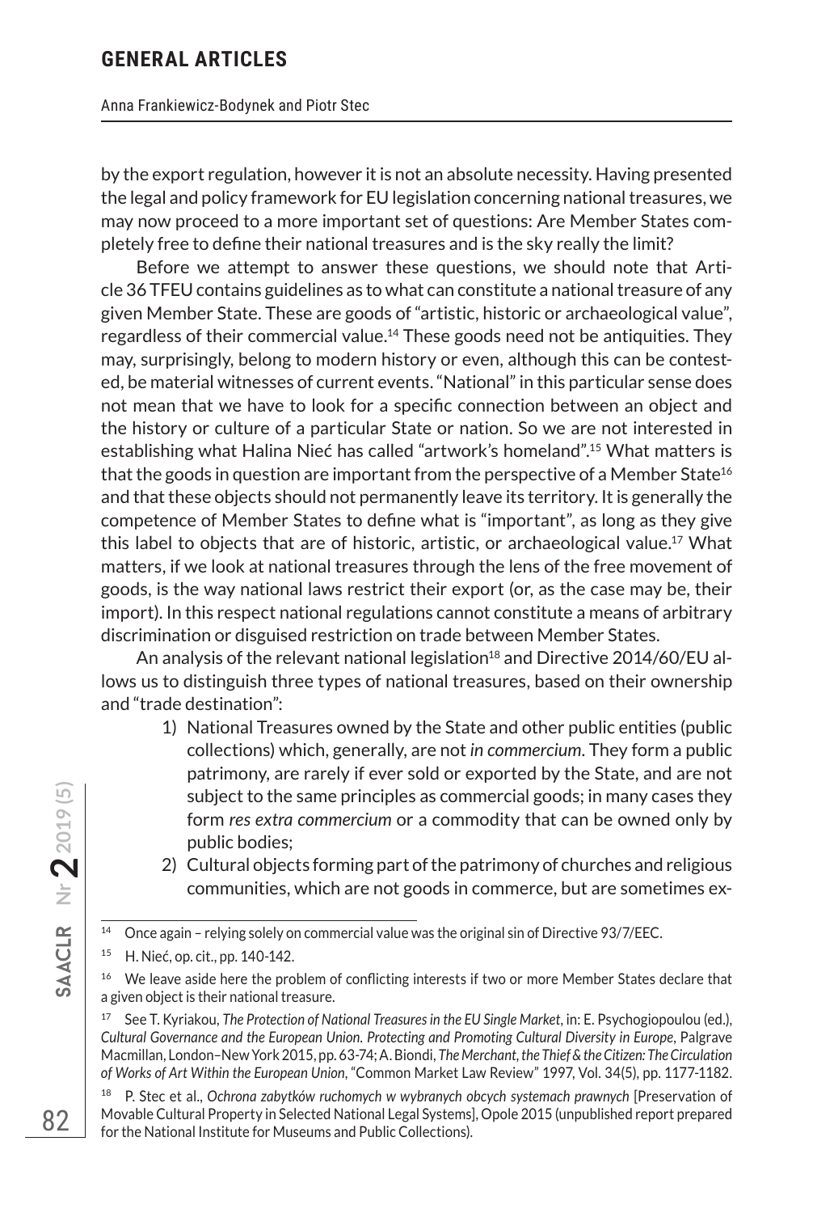by the export regulation, however it is not an absolute necessity. Having presented the legal and policy framework for EU legislation concerning national treasures, we may now proceed to a more important set of questions: Are Member States completely free to define their national treasures and is the sky really the limit?

Before we attempt to answer these questions, we should note that Article 36 TFEU contains guidelines as to what can constitute a national treasure of any given Member State. These are goods of "artistic, historic or archaeological value", regardless of their commercial value.[14] These goods need not be antiquities. They may, surprisingly, belong to modern history or even, although this can be contested, be material witnesses of current events. "National" in this particular sense does not mean that we have to look for a specific connection between an object and the history or culture of a particular State or nation. So we are not interested in establishing what Halina Nieć has called "artwork's homeland".[15] What matters is that the goods in question are important from the perspective of a Member State[16] and that these objects should not permanently leave its territory. It is generally the competence of Member States to define what is "important", as long as they give this label to objects that are of historic, artistic, or archaeological value.[17] What matters, if we look at national treasures through the lens of the free movement of goods, is the way national laws restrict their export (or, as the case may be, their import). In this respect national regulations cannot constitute a means of arbitrary discrimination or disguised restriction on trade between Member States.

An analysis of the relevant national legislation[18] and Directive 2014/60/EU allows us to distinguish three types of national treasures, based on their ownership and "trade destination":

1) National Treasures owned by the State and other public entities (public collections) which, generally, are not *in commercium*. They form a public patrimony, are rarely if ever sold or exported by the State, and are not subject to the same principles as commercial goods; in many cases they form *res extra commercium* or a commodity that can be owned only by public bodies;
2) Cultural objects forming part of the patrimony of churches and religious communities, which are not goods in commerce, but are sometimes ex-

---

[14] Once again – relying solely on commercial value was the original sin of Directive 93/7/EEC.

[15] H. Nieć, op. cit., pp. 140-142.

[16] We leave aside here the problem of conflicting interests if two or more Member States declare that a given object is their national treasure.

[17] See T. Kyriakou, *The Protection of National Treasures in the EU Single Market*, in: E. Psychogiopoulou (ed.), *Cultural Governance and the European Union. Protecting and Promoting Cultural Diversity in Europe*, Palgrave Macmillan, London–New York 2015, pp. 63-74; A. Biondi, *The Merchant, the Thief & the Citizen: The Circulation of Works of Art Within the European Union*, "Common Market Law Review" 1997, Vol. 34(5), pp. 1177-1182.

[18] P. Stec et al., *Ochrona zabytków ruchomych w wybranych obcych systemach prawnych* [Preservation of Movable Cultural Property in Selected National Legal Systems], Opole 2015 (unpublished report prepared for the National Institute for Museums and Public Collections).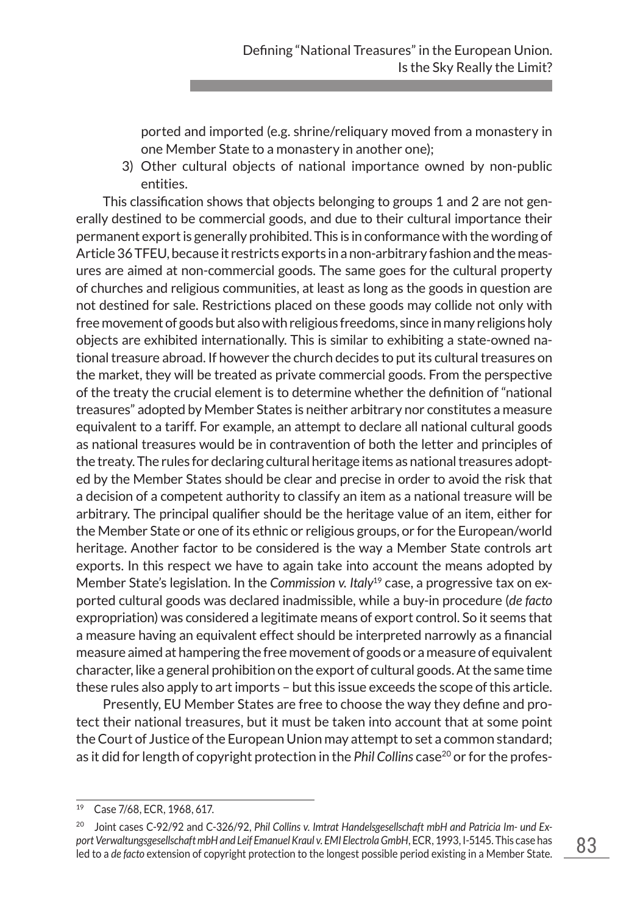ported and imported (e.g. shrine/reliquary moved from a monastery in one Member State to a monastery in another one);

3) Other cultural objects of national importance owned by non-public entities.

This classification shows that objects belonging to groups 1 and 2 are not generally destined to be commercial goods, and due to their cultural importance their permanent export is generally prohibited. This is in conformance with the wording of Article 36 TFEU, because it restricts exports in a non-arbitrary fashion and the measures are aimed at non-commercial goods. The same goes for the cultural property of churches and religious communities, at least as long as the goods in question are not destined for sale. Restrictions placed on these goods may collide not only with free movement of goods but also with religious freedoms, since in many religions holy objects are exhibited internationally. This is similar to exhibiting a state-owned national treasure abroad. If however the church decides to put its cultural treasures on the market, they will be treated as private commercial goods. From the perspective of the treaty the crucial element is to determine whether the definition of "national treasures" adopted by Member States is neither arbitrary nor constitutes a measure equivalent to a tariff. For example, an attempt to declare all national cultural goods as national treasures would be in contravention of both the letter and principles of the treaty. The rules for declaring cultural heritage items as national treasures adopted by the Member States should be clear and precise in order to avoid the risk that a decision of a competent authority to classify an item as a national treasure will be arbitrary. The principal qualifier should be the heritage value of an item, either for the Member State or one of its ethnic or religious groups, or for the European/world heritage. Another factor to be considered is the way a Member State controls art exports. In this respect we have to again take into account the means adopted by Member State's legislation. In the *Commission v. Italy*[19] case, a progressive tax on exported cultural goods was declared inadmissible, while a buy-in procedure (*de facto* expropriation) was considered a legitimate means of export control. So it seems that a measure having an equivalent effect should be interpreted narrowly as a financial measure aimed at hampering the free movement of goods or a measure of equivalent character, like a general prohibition on the export of cultural goods. At the same time these rules also apply to art imports – but this issue exceeds the scope of this article.

Presently, EU Member States are free to choose the way they define and protect their national treasures, but it must be taken into account that at some point the Court of Justice of the European Union may attempt to set a common standard; as it did for length of copyright protection in the *Phil Collins* case[20] or for the profes-

---

[19] Case 7/68, ECR, 1968, 617.

[20] Joint cases C-92/92 and C-326/92, *Phil Collins v. Imtrat Handelsgesellschaft mbH and Patricia Im- und Export Verwaltungsgesellschaft mbH and Leif Emanuel Kraul v. EMI Electrola GmbH*, ECR, 1993, I-5145. This case has led to a *de facto* extension of copyright protection to the longest possible period existing in a Member State.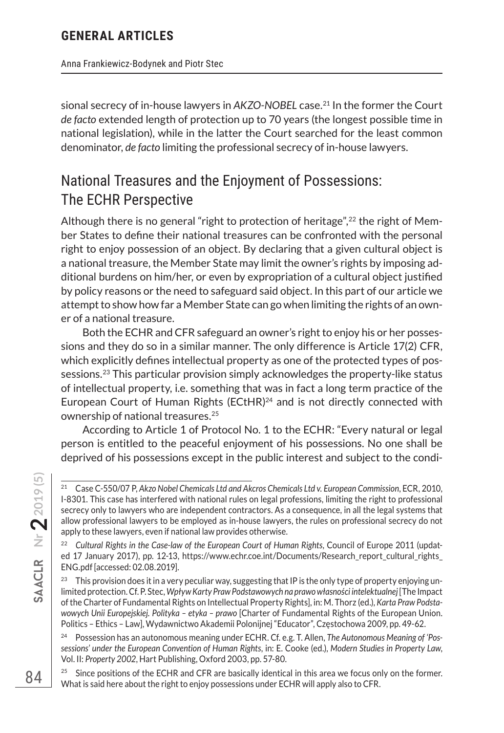sional secrecy of in-house lawyers in *AKZO-NOBEL* case.[21] In the former the Court *de facto* extended length of protection up to 70 years (the longest possible time in national legislation), while in the latter the Court searched for the least common denominator, *de facto* limiting the professional secrecy of in-house lawyers.

## National Treasures and the Enjoyment of Possessions: The ECHR Perspective

Although there is no general "right to protection of heritage",[22] the right of Member States to define their national treasures can be confronted with the personal right to enjoy possession of an object. By declaring that a given cultural object is a national treasure, the Member State may limit the owner's rights by imposing additional burdens on him/her, or even by expropriation of a cultural object justified by policy reasons or the need to safeguard said object. In this part of our article we attempt to show how far a Member State can go when limiting the rights of an owner of a national treasure.

Both the ECHR and CFR safeguard an owner's right to enjoy his or her possessions and they do so in a similar manner. The only difference is Article 17(2) CFR, which explicitly defines intellectual property as one of the protected types of possessions.[23] This particular provision simply acknowledges the property-like status of intellectual property, i.e. something that was in fact a long term practice of the European Court of Human Rights (ECtHR)[24] and is not directly connected with ownership of national treasures.[25]

According to Article 1 of Protocol No. 1 to the ECHR: "Every natural or legal person is entitled to the peaceful enjoyment of his possessions. No one shall be deprived of his possessions except in the public interest and subject to the condi-

---

[21] Case C-550/07 P, *Akzo Nobel Chemicals Ltd and Akcros Chemicals Ltd v. European Commission*, ECR, 2010, I-8301. This case has interfered with national rules on legal professions, limiting the right to professional secrecy only to lawyers who are independent contractors. As a consequence, in all the legal systems that allow professional lawyers to be employed as in-house lawyers, the rules on professional secrecy do not apply to these lawyers, even if national law provides otherwise.

[22] *Cultural Rights in the Case-law of the European Court of Human Rights*, Council of Europe 2011 (updated 17 January 2017), pp. 12-13, https://www.echr.coe.int/Documents/Research_report_cultural_rights_ENG.pdf [accessed: 02.08.2019].

[23] This provision does it in a very peculiar way, suggesting that IP is the only type of property enjoying unlimited protection. Cf. P. Stec, *Wpływ Karty Praw Podstawowych na prawo własności intelektualnej* [The Impact of the Charter of Fundamental Rights on Intellectual Property Rights], in: M. Thorz (ed.), *Karta Praw Podstawowych Unii Europejskiej. Polityka – etyka – prawo* [Charter of Fundamental Rights of the European Union. Politics – Ethics – Law], Wydawnictwo Akademii Polonijnej "Educator", Częstochowa 2009, pp. 49-62.

[24] Possession has an autonomous meaning under ECHR. Cf. e.g. T. Allen, *The Autonomous Meaning of 'Possessions' under the European Convention of Human Rights*, in: E. Cooke (ed.), *Modern Studies in Property Law*, Vol. II: *Property 2002*, Hart Publishing, Oxford 2003, pp. 57-80.

[25] Since positions of the ECHR and CFR are basically identical in this area we focus only on the former. What is said here about the right to enjoy possessions under ECHR will apply also to CFR.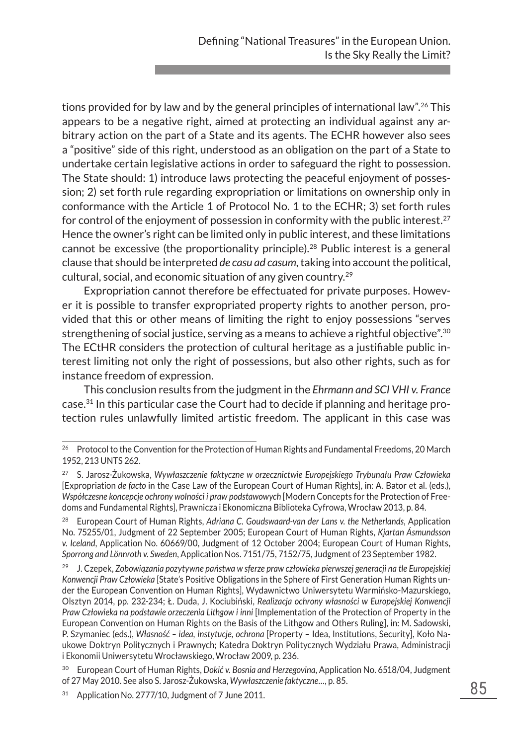tions provided for by law and by the general principles of international law".[26] This appears to be a negative right, aimed at protecting an individual against any arbitrary action on the part of a State and its agents. The ECHR however also sees a "positive" side of this right, understood as an obligation on the part of a State to undertake certain legislative actions in order to safeguard the right to possession. The State should: 1) introduce laws protecting the peaceful enjoyment of possession; 2) set forth rule regarding expropriation or limitations on ownership only in conformance with the Article 1 of Protocol No. 1 to the ECHR; 3) set forth rules for control of the enjoyment of possession in conformity with the public interest.[27] Hence the owner's right can be limited only in public interest, and these limitations cannot be excessive (the proportionality principle).[28] Public interest is a general clause that should be interpreted *de casu ad casum*, taking into account the political, cultural, social, and economic situation of any given country.[29]

Expropriation cannot therefore be effectuated for private purposes. However it is possible to transfer expropriated property rights to another person, provided that this or other means of limiting the right to enjoy possessions "serves strengthening of social justice, serving as a means to achieve a rightful objective".[30] The ECtHR considers the protection of cultural heritage as a justifiable public interest limiting not only the right of possessions, but also other rights, such as for instance freedom of expression.

This conclusion results from the judgment in the *Ehrmann and SCI VHI v. France* case.[31] In this particular case the Court had to decide if planning and heritage protection rules unlawfully limited artistic freedom. The applicant in this case was

---

[26] Protocol to the Convention for the Protection of Human Rights and Fundamental Freedoms, 20 March 1952, 213 UNTS 262.

[27] S. Jarosz-Żukowska, *Wywłaszczenie faktyczne w orzecznictwie Europejskiego Trybunału Praw Człowieka* [Expropriation *de facto* in the Case Law of the European Court of Human Rights], in: A. Bator et al. (eds.), *Współczesne koncepcje ochrony wolności i praw podstawowych* [Modern Concepts for the Protection of Freedoms and Fundamental Rights], Prawnicza i Ekonomiczna Biblioteka Cyfrowa, Wrocław 2013, p. 84.

[28] European Court of Human Rights, *Adriana C. Goudswaard-van der Lans v. the Netherlands*, Application No. 75255/01, Judgment of 22 September 2005; European Court of Human Rights, *Kjartan Ásmundsson v. Iceland*, Application No. 60669/00, Judgment of 12 October 2004; European Court of Human Rights, *Sporrong and Lönnroth v. Sweden*, Application Nos. 7151/75, 7152/75, Judgment of 23 September 1982.

[29] J. Czepek, *Zobowiązania pozytywne państwa w sferze praw człowieka pierwszej generacji na tle Europejskiej Konwencji Praw Człowieka* [State's Positive Obligations in the Sphere of First Generation Human Rights under the European Convention on Human Rights], Wydawnictwo Uniwersytetu Warmińsko-Mazurskiego, Olsztyn 2014, pp. 232-234; Ł. Duda, J. Kociubiński, *Realizacja ochrony własności w Europejskiej Konwencji Praw Człowieka na podstawie orzeczenia Lithgow i inni* [Implementation of the Protection of Property in the European Convention on Human Rights on the Basis of the Lithgow and Others Ruling], in: M. Sadowski, P. Szymaniec (eds.), *Własność – idea, instytucje, ochrona* [Property – Idea, Institutions, Security], Koło Naukowe Doktryn Politycznych i Prawnych; Katedra Doktryn Politycznych Wydziału Prawa, Administracji i Ekonomii Uniwersytetu Wrocławskiego, Wrocław 2009, p. 236.

[30] European Court of Human Rights, *Dokić v. Bosnia and Herzegovina*, Application No. 6518/04, Judgment of 27 May 2010. See also S. Jarosz-Żukowska, *Wywłaszczenie faktyczne*..., p. 85.

[31] Application No. 2777/10, Judgment of 7 June 2011.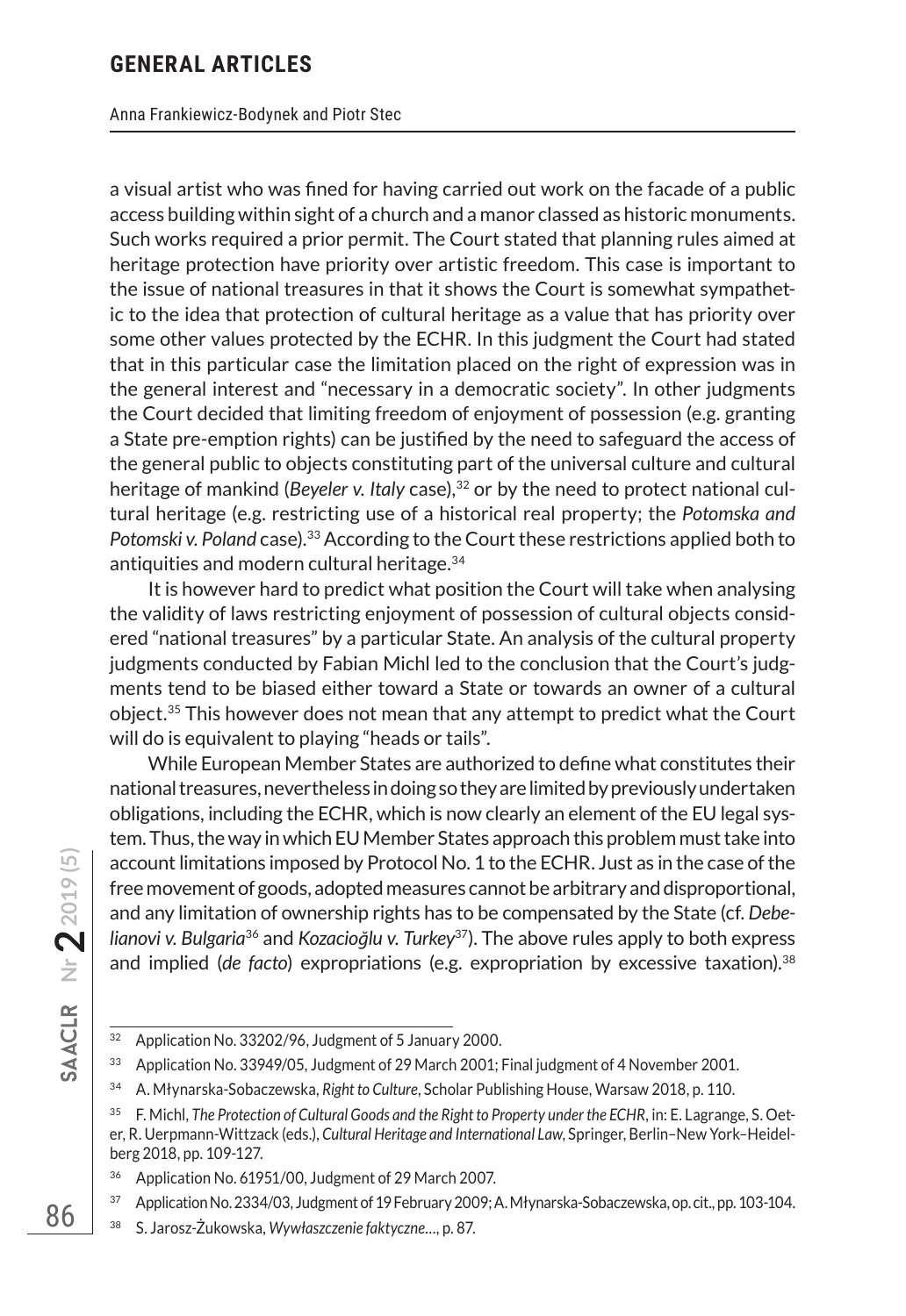a visual artist who was fined for having carried out work on the facade of a public access building within sight of a church and a manor classed as historic monuments. Such works required a prior permit. The Court stated that planning rules aimed at heritage protection have priority over artistic freedom. This case is important to the issue of national treasures in that it shows the Court is somewhat sympathetic to the idea that protection of cultural heritage as a value that has priority over some other values protected by the ECHR. In this judgment the Court had stated that in this particular case the limitation placed on the right of expression was in the general interest and "necessary in a democratic society". In other judgments the Court decided that limiting freedom of enjoyment of possession (e.g. granting a State pre-emption rights) can be justified by the need to safeguard the access of the general public to objects constituting part of the universal culture and cultural heritage of mankind (*Beyeler v. Italy* case),[32] or by the need to protect national cultural heritage (e.g. restricting use of a historical real property; the *Potomska and Potomski v. Poland* case).[33] According to the Court these restrictions applied both to antiquities and modern cultural heritage.[34]

It is however hard to predict what position the Court will take when analysing the validity of laws restricting enjoyment of possession of cultural objects considered "national treasures" by a particular State. An analysis of the cultural property judgments conducted by Fabian Michl led to the conclusion that the Court's judgments tend to be biased either toward a State or towards an owner of a cultural object.[35] This however does not mean that any attempt to predict what the Court will do is equivalent to playing "heads or tails".

While European Member States are authorized to define what constitutes their national treasures, nevertheless in doing so they are limited by previously undertaken obligations, including the ECHR, which is now clearly an element of the EU legal system. Thus, the way in which EU Member States approach this problem must take into account limitations imposed by Protocol No. 1 to the ECHR. Just as in the case of the free movement of goods, adopted measures cannot be arbitrary and disproportional, and any limitation of ownership rights has to be compensated by the State (cf. *Debelianovi v. Bulgaria*[36] and *Kozacioğlu v. Turkey*[37]). The above rules apply to both express and implied (*de facto*) expropriations (e.g. expropriation by excessive taxation).[38]

---

[32] Application No. 33202/96, Judgment of 5 January 2000.

[33] Application No. 33949/05, Judgment of 29 March 2001; Final judgment of 4 November 2001.

[34] A. Młynarska-Sobaczewska, *Right to Culture*, Scholar Publishing House, Warsaw 2018, p. 110.

[35] F. Michl, *The Protection of Cultural Goods and the Right to Property under the ECHR*, in: E. Lagrange, S. Oeter, R. Uerpmann-Wittzack (eds.), *Cultural Heritage and International Law*, Springer, Berlin–New York–Heidelberg 2018, pp. 109-127.

[36] Application No. 61951/00, Judgment of 29 March 2007.

[37] Application No. 2334/03, Judgment of 19 February 2009; A. Młynarska-Sobaczewska, op. cit., pp. 103-104.

[38] S. Jarosz-Żukowska, *Wywłaszczenie faktyczne*…, p. 87.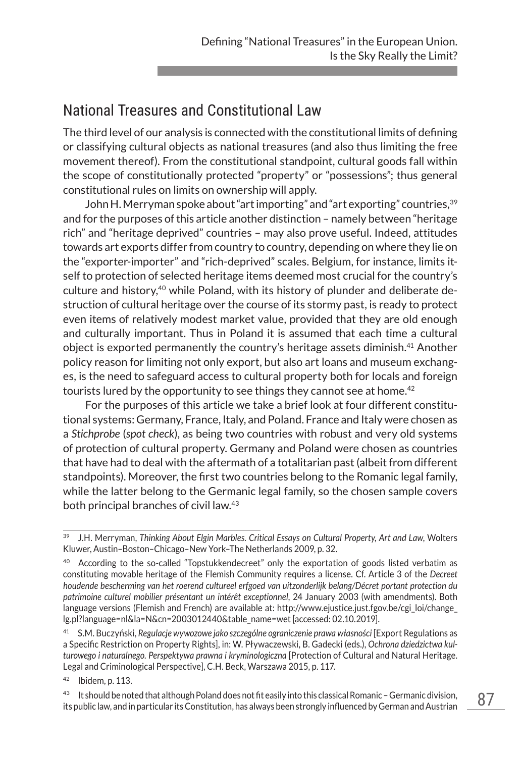## National Treasures and Constitutional Law

The third level of our analysis is connected with the constitutional limits of defining or classifying cultural objects as national treasures (and also thus limiting the free movement thereof). From the constitutional standpoint, cultural goods fall within the scope of constitutionally protected "property" or "possessions"; thus general constitutional rules on limits on ownership will apply.

John H. Merryman spoke about "art importing" and "art exporting" countries,[39] and for the purposes of this article another distinction – namely between "heritage rich" and "heritage deprived" countries – may also prove useful. Indeed, attitudes towards art exports differ from country to country, depending on where they lie on the "exporter-importer" and "rich-deprived" scales. Belgium, for instance, limits itself to protection of selected heritage items deemed most crucial for the country's culture and history,[40] while Poland, with its history of plunder and deliberate destruction of cultural heritage over the course of its stormy past, is ready to protect even items of relatively modest market value, provided that they are old enough and culturally important. Thus in Poland it is assumed that each time a cultural object is exported permanently the country's heritage assets diminish.[41] Another policy reason for limiting not only export, but also art loans and museum exchanges, is the need to safeguard access to cultural property both for locals and foreign tourists lured by the opportunity to see things they cannot see at home.[42]

For the purposes of this article we take a brief look at four different constitutional systems: Germany, France, Italy, and Poland. France and Italy were chosen as a *Stichprobe* (*spot check*), as being two countries with robust and very old systems of protection of cultural property. Germany and Poland were chosen as countries that have had to deal with the aftermath of a totalitarian past (albeit from different standpoints). Moreover, the first two countries belong to the Romanic legal family, while the latter belong to the Germanic legal family, so the chosen sample covers both principal branches of civil law.[43]

---

[39] J.H. Merryman, *Thinking About Elgin Marbles. Critical Essays on Cultural Property, Art and Law*, Wolters Kluwer, Austin–Boston–Chicago–New York–The Netherlands 2009, p. 32.

[40] According to the so-called "Topstukkendecreet" only the exportation of goods listed verbatim as constituting movable heritage of the Flemish Community requires a license. Cf. Article 3 of the *Decreet houdende bescherming van het roerend cultureel erfgoed van uitzonderlijk belang/Décret portant protection du patrimoine culturel mobilier présentant un intérêt exceptionnel*, 24 January 2003 (with amendments). Both language versions (Flemish and French) are available at: http://www.ejustice.just.fgov.be/cgi_loi/change_lg.pl?language=nl&la=N&cn=2003012440&table_name=wet [accessed: 02.10.2019].

[41] S.M. Buczyński, *Regulacje wywozowe jako szczególne ograniczenie prawa własności* [Export Regulations as a Specific Restriction on Property Rights], in: W. Pływaczewski, B. Gadecki (eds.), *Ochrona dziedzictwa kulturowego i naturalnego. Perspektywa prawna i kryminologiczna* [Protection of Cultural and Natural Heritage. Legal and Criminological Perspective], C.H. Beck, Warszawa 2015, p. 117.

[42] Ibidem, p. 113.

[43] It should be noted that although Poland does not fit easily into this classical Romanic – Germanic division, its public law, and in particular its Constitution, has always been strongly influenced by German and Austrian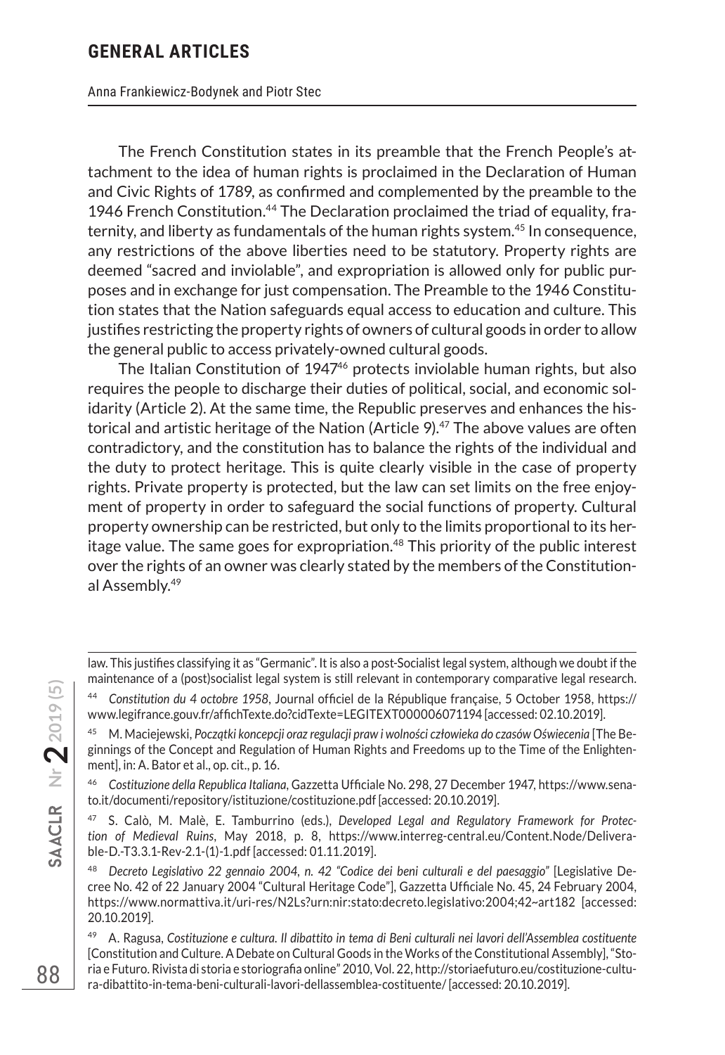The French Constitution states in its preamble that the French People's attachment to the idea of human rights is proclaimed in the Declaration of Human and Civic Rights of 1789, as confirmed and complemented by the preamble to the 1946 French Constitution.[44] The Declaration proclaimed the triad of equality, fraternity, and liberty as fundamentals of the human rights system.[45] In consequence, any restrictions of the above liberties need to be statutory. Property rights are deemed "sacred and inviolable", and expropriation is allowed only for public purposes and in exchange for just compensation. The Preamble to the 1946 Constitution states that the Nation safeguards equal access to education and culture. This justifies restricting the property rights of owners of cultural goods in order to allow the general public to access privately-owned cultural goods.

The Italian Constitution of 1947[46] protects inviolable human rights, but also requires the people to discharge their duties of political, social, and economic solidarity (Article 2). At the same time, the Republic preserves and enhances the historical and artistic heritage of the Nation (Article 9).[47] The above values are often contradictory, and the constitution has to balance the rights of the individual and the duty to protect heritage. This is quite clearly visible in the case of property rights. Private property is protected, but the law can set limits on the free enjoyment of property in order to safeguard the social functions of property. Cultural property ownership can be restricted, but only to the limits proportional to its heritage value. The same goes for expropriation.[48] This priority of the public interest over the rights of an owner was clearly stated by the members of the Constitutional Assembly.[49]

---

law. This justifies classifying it as "Germanic". It is also a post-Socialist legal system, although we doubt if the maintenance of a (post)socialist legal system is still relevant in contemporary comparative legal research.

[44] *Constitution du 4 octobre 1958*, Journal officiel de la République française, 5 October 1958, https://www.legifrance.gouv.fr/affichTexte.do?cidTexte=LEGITEXT000006071194 [accessed: 02.10.2019].

[45] M. Maciejewski, *Początki koncepcji oraz regulacji praw i wolności człowieka do czasów Oświecenia* [The Beginnings of the Concept and Regulation of Human Rights and Freedoms up to the Time of the Enlightenment], in: A. Bator et al., op. cit., p. 16.

[46] *Costituzione della Republica Italiana*, Gazzetta Ufficiale No. 298, 27 December 1947, https://www.senato.it/documenti/repository/istituzione/costituzione.pdf [accessed: 20.10.2019].

[47] S. Calò, M. Malè, E. Tamburrino (eds.), *Developed Legal and Regulatory Framework for Protection of Medieval Ruins*, May 2018, p. 8, https://www.interreg-central.eu/Content.Node/Deliverable-D.-T3.3.1-Rev-2.1-(1)-1.pdf [accessed: 01.11.2019].

[48] *Decreto Legislativo 22 gennaio 2004, n. 42 "Codice dei beni culturali e del paesaggio"* [Legislative Decree No. 42 of 22 January 2004 "Cultural Heritage Code"], Gazzetta Ufficiale No. 45, 24 February 2004, https://www.normattiva.it/uri-res/N2Ls?urn:nir:stato:decreto.legislativo:2004;42~art182 [accessed: 20.10.2019].

[49] A. Ragusa, *Costituzione e cultura. Il dibattito in tema di Beni culturali nei lavori dell'Assemblea costituente* [Constitution and Culture. A Debate on Cultural Goods in the Works of the Constitutional Assembly], "Storia e Futuro. Rivista di storia e storiografia online" 2010, Vol. 22, http://storiaefuturo.eu/costituzione-cultura-dibattito-in-tema-beni-culturali-lavori-dellassemblea-costituente/ [accessed: 20.10.2019].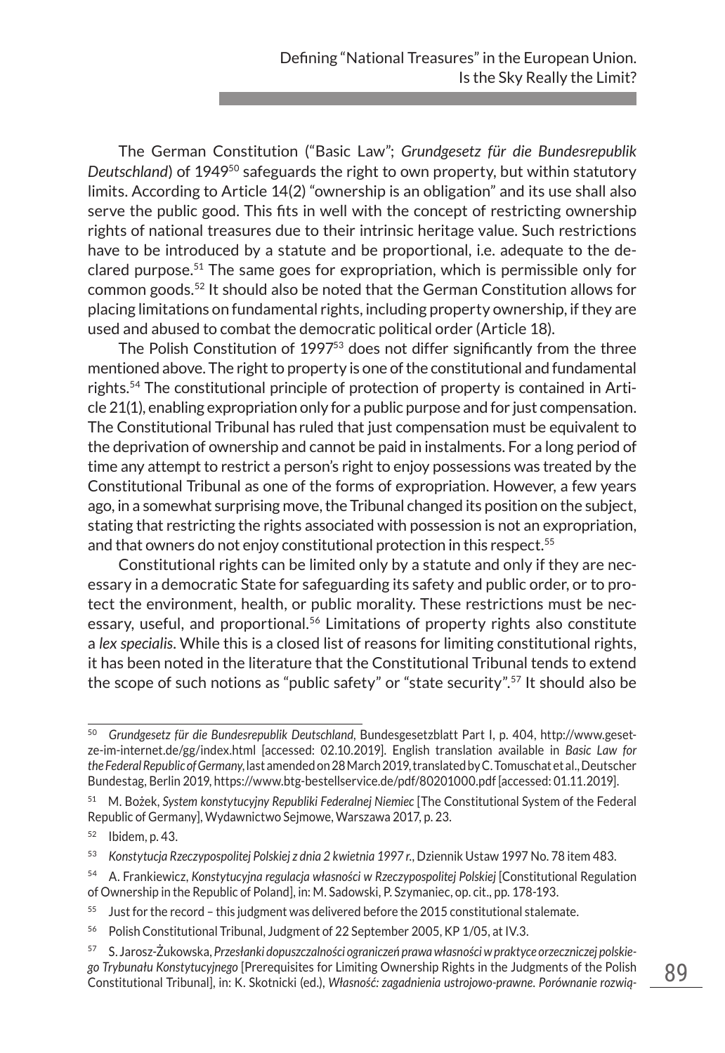The German Constitution ("Basic Law"; *Grundgesetz für die Bundesrepublik Deutschland*) of 1949[50] safeguards the right to own property, but within statutory limits. According to Article 14(2) "ownership is an obligation" and its use shall also serve the public good. This fits in well with the concept of restricting ownership rights of national treasures due to their intrinsic heritage value. Such restrictions have to be introduced by a statute and be proportional, i.e. adequate to the declared purpose.[51] The same goes for expropriation, which is permissible only for common goods.[52] It should also be noted that the German Constitution allows for placing limitations on fundamental rights, including property ownership, if they are used and abused to combat the democratic political order (Article 18).

The Polish Constitution of 1997[53] does not differ significantly from the three mentioned above. The right to property is one of the constitutional and fundamental rights.[54] The constitutional principle of protection of property is contained in Article 21(1), enabling expropriation only for a public purpose and for just compensation. The Constitutional Tribunal has ruled that just compensation must be equivalent to the deprivation of ownership and cannot be paid in instalments. For a long period of time any attempt to restrict a person's right to enjoy possessions was treated by the Constitutional Tribunal as one of the forms of expropriation. However, a few years ago, in a somewhat surprising move, the Tribunal changed its position on the subject, stating that restricting the rights associated with possession is not an expropriation, and that owners do not enjoy constitutional protection in this respect.[55]

Constitutional rights can be limited only by a statute and only if they are necessary in a democratic State for safeguarding its safety and public order, or to protect the environment, health, or public morality. These restrictions must be necessary, useful, and proportional.[56] Limitations of property rights also constitute a *lex specialis*. While this is a closed list of reasons for limiting constitutional rights, it has been noted in the literature that the Constitutional Tribunal tends to extend the scope of such notions as "public safety" or "state security".[57] It should also be

---

[50] *Grundgesetz für die Bundesrepublik Deutschland*, Bundesgesetzblatt Part I, p. 404, http://www.gesetze-im-internet.de/gg/index.html [accessed: 02.10.2019]. English translation available in *Basic Law for the Federal Republic of Germany*, last amended on 28 March 2019, translated by C. Tomuschat et al., Deutscher Bundestag, Berlin 2019, https://www.btg-bestellservice.de/pdf/80201000.pdf [accessed: 01.11.2019].

[51] M. Bożek, *System konstytucyjny Republiki Federalnej Niemiec* [The Constitutional System of the Federal Republic of Germany], Wydawnictwo Sejmowe, Warszawa 2017, p. 23.

[52] Ibidem, p. 43.

[53] *Konstytucja Rzeczypospolitej Polskiej z dnia 2 kwietnia 1997 r.*, Dziennik Ustaw 1997 No. 78 item 483.

[54] A. Frankiewicz, *Konstytucyjna regulacja własności w Rzeczypospolitej Polskiej* [Constitutional Regulation of Ownership in the Republic of Poland], in: M. Sadowski, P. Szymaniec, op. cit., pp. 178-193.

[55] Just for the record – this judgment was delivered before the 2015 constitutional stalemate.

[56] Polish Constitutional Tribunal, Judgment of 22 September 2005, KP 1/05, at IV.3.

[57] S. Jarosz-Żukowska, *Przesłanki dopuszczalności ograniczeń prawa własności w praktyce orzeczniczej polskiego Trybunału Konstytucyjnego* [Prerequisites for Limiting Ownership Rights in the Judgments of the Polish Constitutional Tribunal], in: K. Skotnicki (ed.), *Własność: zagadnienia ustrojowo-prawne. Porównanie rozwią-*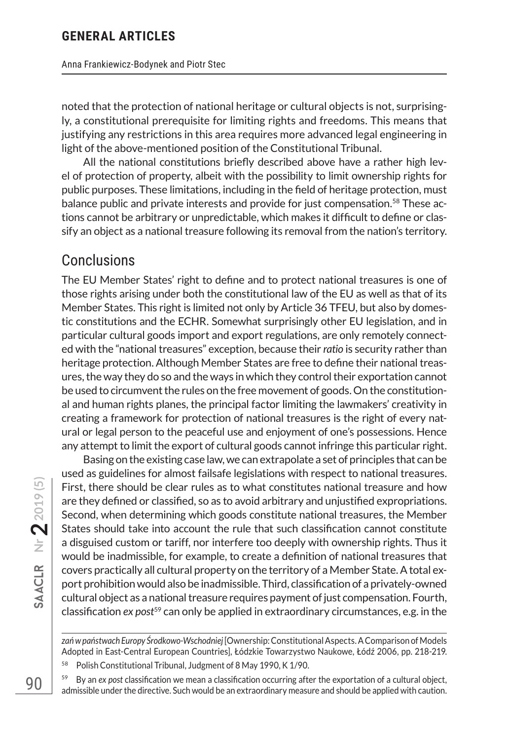noted that the protection of national heritage or cultural objects is not, surprisingly, a constitutional prerequisite for limiting rights and freedoms. This means that justifying any restrictions in this area requires more advanced legal engineering in light of the above-mentioned position of the Constitutional Tribunal.

All the national constitutions briefly described above have a rather high level of protection of property, albeit with the possibility to limit ownership rights for public purposes. These limitations, including in the field of heritage protection, must balance public and private interests and provide for just compensation.[58] These actions cannot be arbitrary or unpredictable, which makes it difficult to define or classify an object as a national treasure following its removal from the nation's territory.

## Conclusions

The EU Member States' right to define and to protect national treasures is one of those rights arising under both the constitutional law of the EU as well as that of its Member States. This right is limited not only by Article 36 TFEU, but also by domestic constitutions and the ECHR. Somewhat surprisingly other EU legislation, and in particular cultural goods import and export regulations, are only remotely connected with the "national treasures" exception, because their *ratio* is security rather than heritage protection. Although Member States are free to define their national treasures, the way they do so and the ways in which they control their exportation cannot be used to circumvent the rules on the free movement of goods. On the constitutional and human rights planes, the principal factor limiting the lawmakers' creativity in creating a framework for protection of national treasures is the right of every natural or legal person to the peaceful use and enjoyment of one's possessions. Hence any attempt to limit the export of cultural goods cannot infringe this particular right.

Basing on the existing case law, we can extrapolate a set of principles that can be used as guidelines for almost failsafe legislations with respect to national treasures. First, there should be clear rules as to what constitutes national treasure and how are they defined or classified, so as to avoid arbitrary and unjustified expropriations. Second, when determining which goods constitute national treasures, the Member States should take into account the rule that such classification cannot constitute a disguised custom or tariff, nor interfere too deeply with ownership rights. Thus it would be inadmissible, for example, to create a definition of national treasures that covers practically all cultural property on the territory of a Member State. A total export prohibition would also be inadmissible. Third, classification of a privately-owned cultural object as a national treasure requires payment of just compensation. Fourth, classification *ex post*[59] can only be applied in extraordinary circumstances, e.g. in the

---

*zań w państwach Europy Środkowo-Wschodniej* [Ownership: Constitutional Aspects. A Comparison of Models Adopted in East-Central European Countries], Łódzkie Towarzystwo Naukowe, Łódź 2006, pp. 218-219.

[58] Polish Constitutional Tribunal, Judgment of 8 May 1990, K 1/90.

[59] By an *ex post* classification we mean a classification occurring after the exportation of a cultural object, admissible under the directive. Such would be an extraordinary measure and should be applied with caution.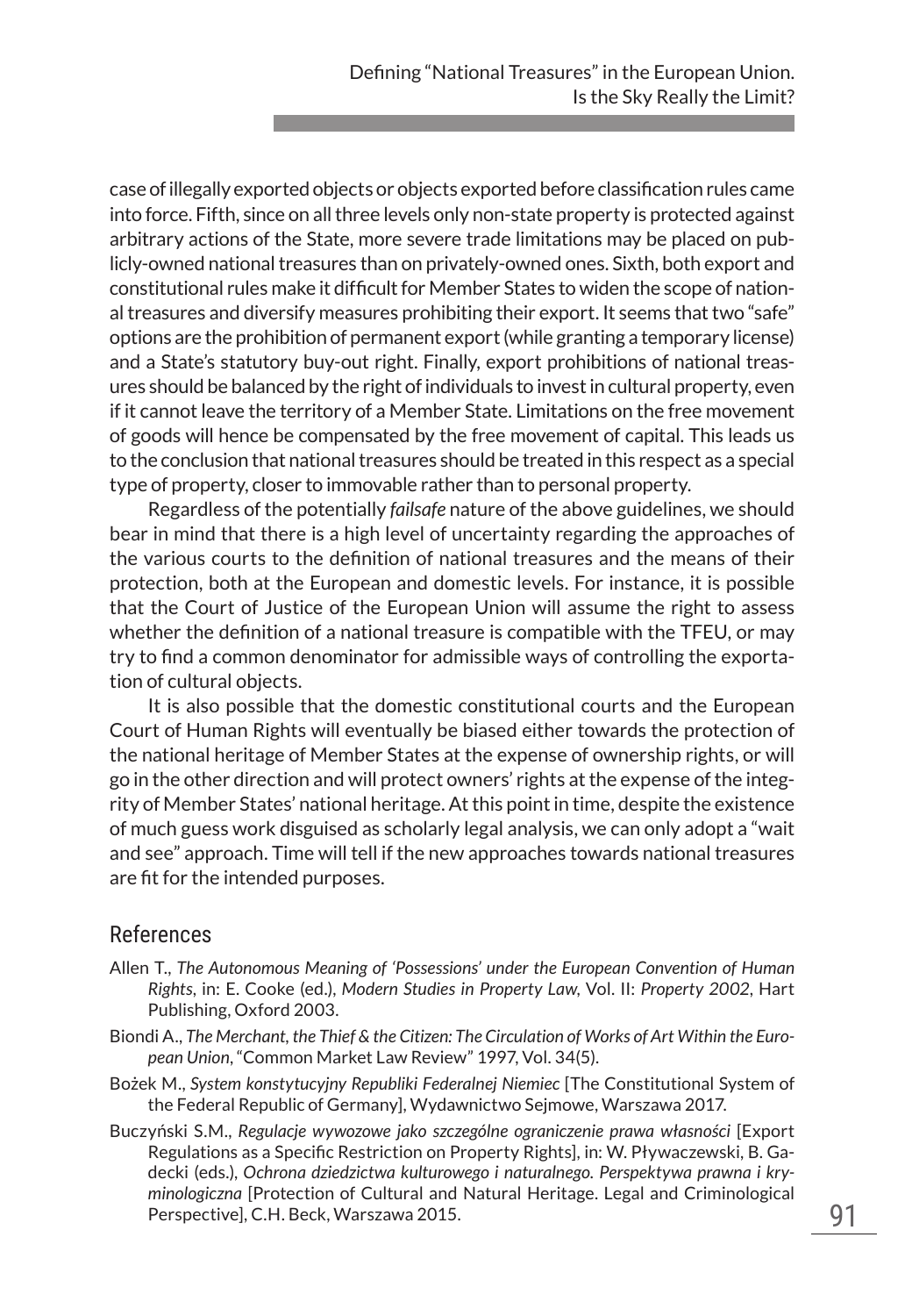case of illegally exported objects or objects exported before classification rules came into force. Fifth, since on all three levels only non-state property is protected against arbitrary actions of the State, more severe trade limitations may be placed on publicly-owned national treasures than on privately-owned ones. Sixth, both export and constitutional rules make it difficult for Member States to widen the scope of national treasures and diversify measures prohibiting their export. It seems that two "safe" options are the prohibition of permanent export (while granting a temporary license) and a State's statutory buy-out right. Finally, export prohibitions of national treasures should be balanced by the right of individuals to invest in cultural property, even if it cannot leave the territory of a Member State. Limitations on the free movement of goods will hence be compensated by the free movement of capital. This leads us to the conclusion that national treasures should be treated in this respect as a special type of property, closer to immovable rather than to personal property.

Regardless of the potentially *failsafe* nature of the above guidelines, we should bear in mind that there is a high level of uncertainty regarding the approaches of the various courts to the definition of national treasures and the means of their protection, both at the European and domestic levels. For instance, it is possible that the Court of Justice of the European Union will assume the right to assess whether the definition of a national treasure is compatible with the TFEU, or may try to find a common denominator for admissible ways of controlling the exportation of cultural objects.

It is also possible that the domestic constitutional courts and the European Court of Human Rights will eventually be biased either towards the protection of the national heritage of Member States at the expense of ownership rights, or will go in the other direction and will protect owners' rights at the expense of the integrity of Member States' national heritage. At this point in time, despite the existence of much guess work disguised as scholarly legal analysis, we can only adopt a "wait and see" approach. Time will tell if the new approaches towards national treasures are fit for the intended purposes.

## References

Allen T., *The Autonomous Meaning of 'Possessions' under the European Convention of Human Rights*, in: E. Cooke (ed.), *Modern Studies in Property Law*, Vol. II: *Property 2002*, Hart Publishing, Oxford 2003.

Biondi A., *The Merchant, the Thief & the Citizen: The Circulation of Works of Art Within the European Union*, "Common Market Law Review" 1997, Vol. 34(5).

Bożek M., *System konstytucyjny Republiki Federalnej Niemiec* [The Constitutional System of the Federal Republic of Germany], Wydawnictwo Sejmowe, Warszawa 2017.

Buczyński S.M., *Regulacje wywozowe jako szczególne ograniczenie prawa własności* [Export Regulations as a Specific Restriction on Property Rights], in: W. Pływaczewski, B. Gadecki (eds.), *Ochrona dziedzictwa kulturowego i naturalnego. Perspektywa prawna i kryminologiczna* [Protection of Cultural and Natural Heritage. Legal and Criminological Perspective], C.H. Beck, Warszawa 2015.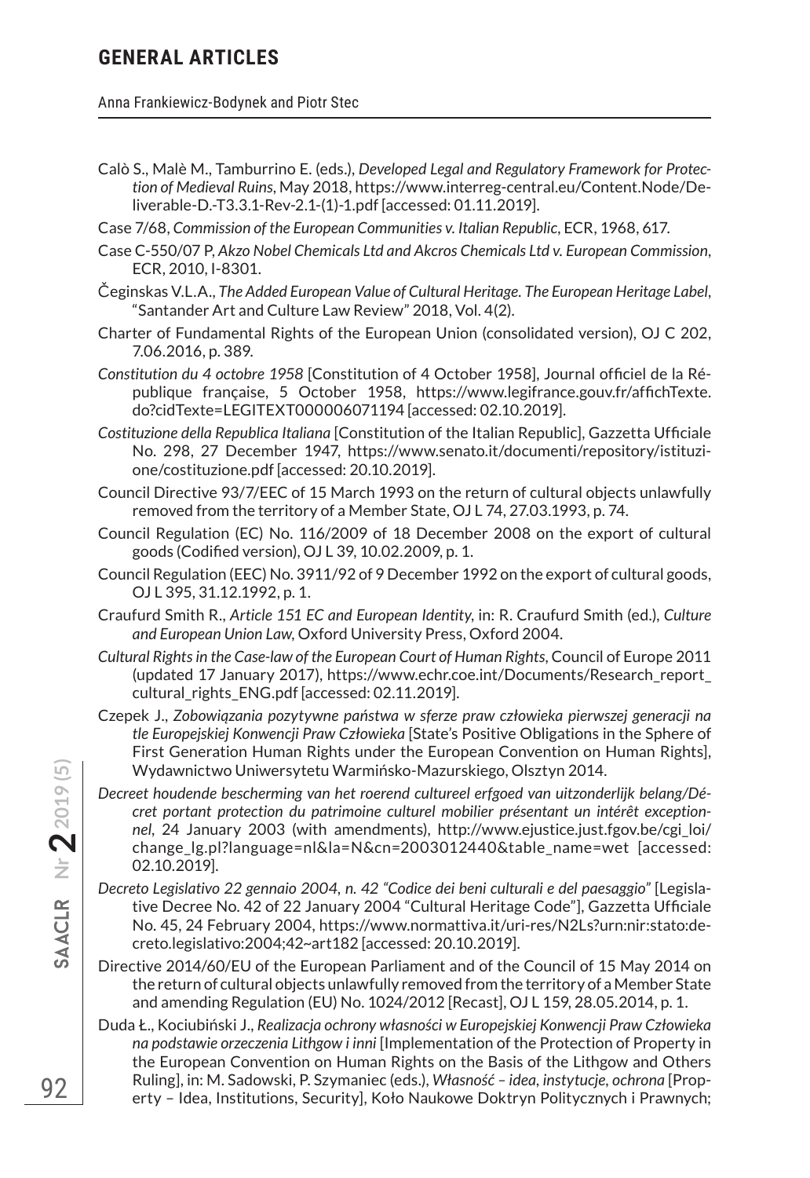Calò S., Malè M., Tamburrino E. (eds.), *Developed Legal and Regulatory Framework for Protection of Medieval Ruins*, May 2018, https://www.interreg-central.eu/Content.Node/Deliverable-D.-T3.3.1-Rev-2.1-(1)-1.pdf [accessed: 01.11.2019].

Case 7/68, *Commission of the European Communities v. Italian Republic*, ECR, 1968, 617.

Case C-550/07 P, *Akzo Nobel Chemicals Ltd and Akcros Chemicals Ltd v. European Commission*, ECR, 2010, I-8301.

Čeginskas V.L.A., *The Added European Value of Cultural Heritage. The European Heritage Label*, "Santander Art and Culture Law Review" 2018, Vol. 4(2).

Charter of Fundamental Rights of the European Union (consolidated version), OJ C 202, 7.06.2016, p. 389.

*Constitution du 4 octobre 1958* [Constitution of 4 October 1958], Journal officiel de la République française, 5 October 1958, https://www.legifrance.gouv.fr/affichTexte.do?cidTexte=LEGITEXT000006071194 [accessed: 02.10.2019].

*Costituzione della Republica Italiana* [Constitution of the Italian Republic], Gazzetta Ufficiale No. 298, 27 December 1947, https://www.senato.it/documenti/repository/istituzione/costituzione.pdf [accessed: 20.10.2019].

Council Directive 93/7/EEC of 15 March 1993 on the return of cultural objects unlawfully removed from the territory of a Member State, OJ L 74, 27.03.1993, p. 74.

Council Regulation (EC) No. 116/2009 of 18 December 2008 on the export of cultural goods (Codified version), OJ L 39, 10.02.2009, p. 1.

Council Regulation (EEC) No. 3911/92 of 9 December 1992 on the export of cultural goods, OJ L 395, 31.12.1992, p. 1.

Craufurd Smith R., *Article 151 EC and European Identity*, in: R. Craufurd Smith (ed.), *Culture and European Union Law*, Oxford University Press, Oxford 2004.

*Cultural Rights in the Case-law of the European Court of Human Rights*, Council of Europe 2011 (updated 17 January 2017), https://www.echr.coe.int/Documents/Research_report_cultural_rights_ENG.pdf [accessed: 02.11.2019].

Czepek J., *Zobowiązania pozytywne państwa w sferze praw człowieka pierwszej generacji na tle Europejskiej Konwencji Praw Człowieka* [State's Positive Obligations in the Sphere of First Generation Human Rights under the European Convention on Human Rights], Wydawnictwo Uniwersytetu Warmińsko-Mazurskiego, Olsztyn 2014.

*Decreet houdende bescherming van het roerend cultureel erfgoed van uitzonderlijk belang/Décret portant protection du patrimoine culturel mobilier présentant un intérêt exceptionnel*, 24 January 2003 (with amendments), http://www.ejustice.just.fgov.be/cgi_loi/change_lg.pl?language=nl&la=N&cn=2003012440&table_name=wet [accessed: 02.10.2019].

*Decreto Legislativo 22 gennaio 2004, n. 42 "Codice dei beni culturali e del paesaggio"* [Legislative Decree No. 42 of 22 January 2004 "Cultural Heritage Code"], Gazzetta Ufficiale No. 45, 24 February 2004, https://www.normattiva.it/uri-res/N2Ls?urn:nir:stato:decreto.legislativo:2004;42~art182 [accessed: 20.10.2019].

Directive 2014/60/EU of the European Parliament and of the Council of 15 May 2014 on the return of cultural objects unlawfully removed from the territory of a Member State and amending Regulation (EU) No. 1024/2012 [Recast], OJ L 159, 28.05.2014, p. 1.

Duda Ł., Kociubiński J., *Realizacja ochrony własności w Europejskiej Konwencji Praw Człowieka na podstawie orzeczenia Lithgow i inni* [Implementation of the Protection of Property in the European Convention on Human Rights on the Basis of the Lithgow and Others Ruling], in: M. Sadowski, P. Szymaniec (eds.), *Własność – idea, instytucje, ochrona* [Property – Idea, Institutions, Security], Koło Naukowe Doktryn Politycznych i Prawnych;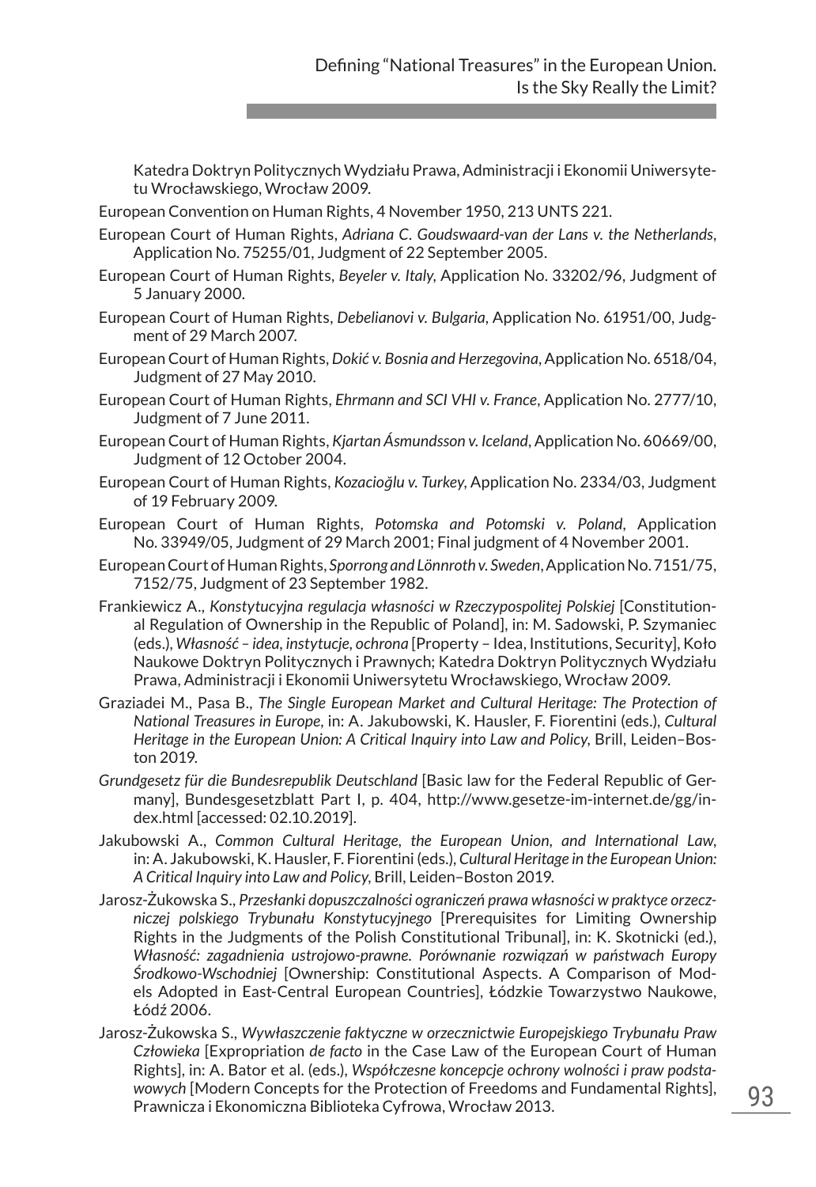Katedra Doktryn Politycznych Wydziału Prawa, Administracji i Ekonomii Uniwersytetu Wrocławskiego, Wrocław 2009.

European Convention on Human Rights, 4 November 1950, 213 UNTS 221.

European Court of Human Rights, *Adriana C. Goudswaard-van der Lans v. the Netherlands*, Application No. 75255/01, Judgment of 22 September 2005.

European Court of Human Rights, *Beyeler v. Italy*, Application No. 33202/96, Judgment of 5 January 2000.

European Court of Human Rights, *Debelianovi v. Bulgaria*, Application No. 61951/00, Judgment of 29 March 2007.

European Court of Human Rights, *Dokić v. Bosnia and Herzegovina*, Application No. 6518/04, Judgment of 27 May 2010.

European Court of Human Rights, *Ehrmann and SCI VHI v. France*, Application No. 2777/10, Judgment of 7 June 2011.

European Court of Human Rights, *Kjartan Ásmundsson v. Iceland*, Application No. 60669/00, Judgment of 12 October 2004.

European Court of Human Rights, *Kozacioğlu v. Turkey*, Application No. 2334/03, Judgment of 19 February 2009.

European Court of Human Rights, *Potomska and Potomski v. Poland*, Application No. 33949/05, Judgment of 29 March 2001; Final judgment of 4 November 2001.

European Court of Human Rights, *Sporrong and Lönnroth v. Sweden*, Application No. 7151/75, 7152/75, Judgment of 23 September 1982.

Frankiewicz A., *Konstytucyjna regulacja własności w Rzeczypospolitej Polskiej* [Constitutional Regulation of Ownership in the Republic of Poland], in: M. Sadowski, P. Szymaniec (eds.), *Własność – idea, instytucje, ochrona* [Property – Idea, Institutions, Security], Koło Naukowe Doktryn Politycznych i Prawnych; Katedra Doktryn Politycznych Wydziału Prawa, Administracji i Ekonomii Uniwersytetu Wrocławskiego, Wrocław 2009.

Graziadei M., Pasa B., *The Single European Market and Cultural Heritage: The Protection of National Treasures in Europe*, in: A. Jakubowski, K. Hausler, F. Fiorentini (eds.), *Cultural Heritage in the European Union: A Critical Inquiry into Law and Policy*, Brill, Leiden–Boston 2019.

*Grundgesetz für die Bundesrepublik Deutschland* [Basic law for the Federal Republic of Germany], Bundesgesetzblatt Part I, p. 404, http://www.gesetze-im-internet.de/gg/index.html [accessed: 02.10.2019].

Jakubowski A., *Common Cultural Heritage, the European Union, and International Law*, in: A. Jakubowski, K. Hausler, F. Fiorentini (eds.), *Cultural Heritage in the European Union: A Critical Inquiry into Law and Policy*, Brill, Leiden–Boston 2019.

Jarosz-Żukowska S., *Przesłanki dopuszczalności ograniczeń prawa własności w praktyce orzeczniczej polskiego Trybunału Konstytucyjnego* [Prerequisites for Limiting Ownership Rights in the Judgments of the Polish Constitutional Tribunal], in: K. Skotnicki (ed.), *Własność: zagadnienia ustrojowo-prawne. Porównanie rozwiązań w państwach Europy Środkowo-Wschodniej* [Ownership: Constitutional Aspects. A Comparison of Models Adopted in East-Central European Countries], Łódzkie Towarzystwo Naukowe, Łódź 2006.

Jarosz-Żukowska S., *Wywłaszczenie faktyczne w orzecznictwie Europejskiego Trybunału Praw Człowieka* [Expropriation *de facto* in the Case Law of the European Court of Human Rights], in: A. Bator et al. (eds.), *Współczesne koncepcje ochrony wolności i praw podstawowych* [Modern Concepts for the Protection of Freedoms and Fundamental Rights], Prawnicza i Ekonomiczna Biblioteka Cyfrowa, Wrocław 2013.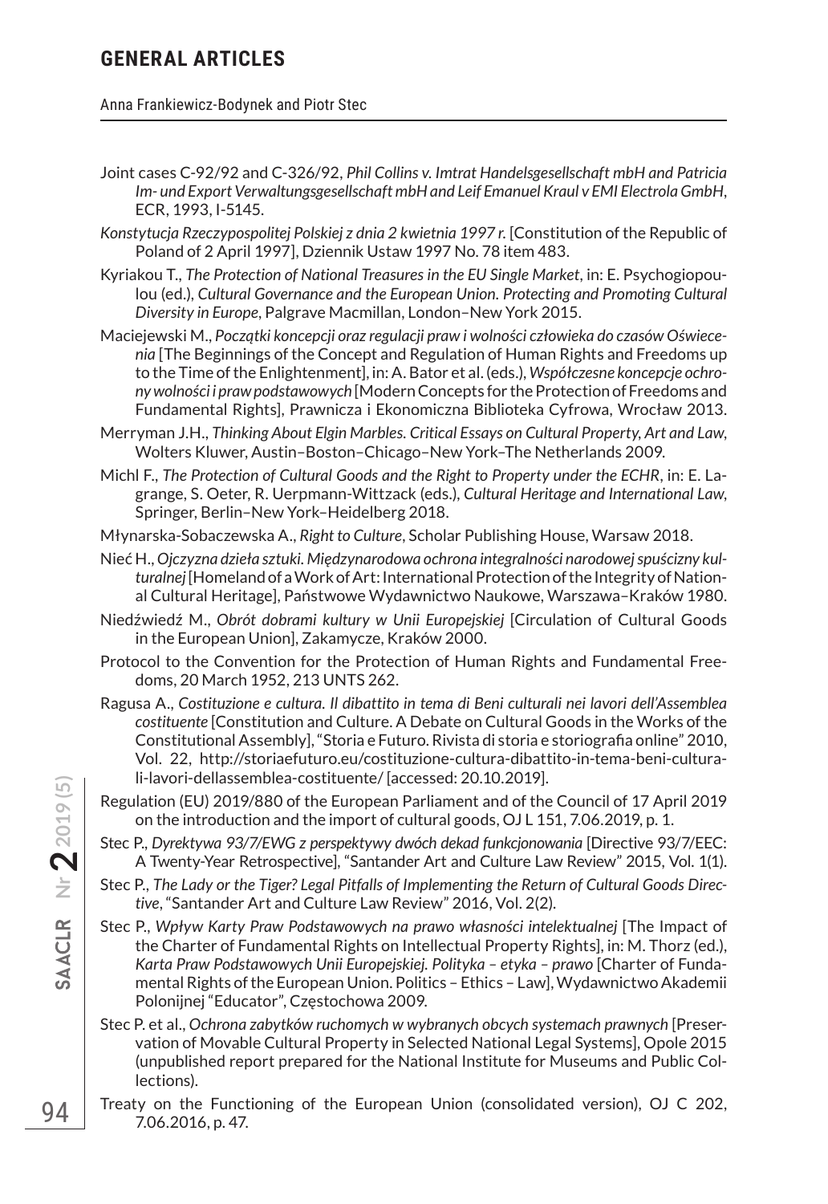Joint cases C-92/92 and C-326/92, *Phil Collins v. Imtrat Handelsgesellschaft mbH and Patricia Im- und Export Verwaltungsgesellschaft mbH and Leif Emanuel Kraul v EMI Electrola GmbH*, ECR, 1993, I-5145.

*Konstytucja Rzeczypospolitej Polskiej z dnia 2 kwietnia 1997 r.* [Constitution of the Republic of Poland of 2 April 1997], Dziennik Ustaw 1997 No. 78 item 483.

Kyriakou T., *The Protection of National Treasures in the EU Single Market*, in: E. Psychogiopoulou (ed.), *Cultural Governance and the European Union. Protecting and Promoting Cultural Diversity in Europe*, Palgrave Macmillan, London–New York 2015.

Maciejewski M., *Początki koncepcji oraz regulacji praw i wolności człowieka do czasów Oświecenia* [The Beginnings of the Concept and Regulation of Human Rights and Freedoms up to the Time of the Enlightenment], in: A. Bator et al. (eds.), *Współczesne koncepcje ochrony wolności i praw podstawowych* [Modern Concepts for the Protection of Freedoms and Fundamental Rights], Prawnicza i Ekonomiczna Biblioteka Cyfrowa, Wrocław 2013.

Merryman J.H., *Thinking About Elgin Marbles. Critical Essays on Cultural Property, Art and Law*, Wolters Kluwer, Austin–Boston–Chicago–New York–The Netherlands 2009.

Michl F., *The Protection of Cultural Goods and the Right to Property under the ECHR*, in: E. Lagrange, S. Oeter, R. Uerpmann-Wittzack (eds.), *Cultural Heritage and International Law*, Springer, Berlin–New York–Heidelberg 2018.

Młynarska-Sobaczewska A., *Right to Culture*, Scholar Publishing House, Warsaw 2018.

Nieć H., *Ojczyzna dzieła sztuki. Międzynarodowa ochrona integralności narodowej spuścizny kulturalnej* [Homeland of a Work of Art: International Protection of the Integrity of National Cultural Heritage], Państwowe Wydawnictwo Naukowe, Warszawa–Kraków 1980.

Niedźwiedź M., *Obrót dobrami kultury w Unii Europejskiej* [Circulation of Cultural Goods in the European Union], Zakamycze, Kraków 2000.

Protocol to the Convention for the Protection of Human Rights and Fundamental Freedoms, 20 March 1952, 213 UNTS 262.

Ragusa A., *Costituzione e cultura. Il dibattito in tema di Beni culturali nei lavori dell'Assemblea costituente* [Constitution and Culture. A Debate on Cultural Goods in the Works of the Constitutional Assembly], "Storia e Futuro. Rivista di storia e storiografia online" 2010, Vol. 22, http://storiaefuturo.eu/costituzione-cultura-dibattito-in-tema-beni-culturali-lavori-dellassemblea-costituente/ [accessed: 20.10.2019].

Regulation (EU) 2019/880 of the European Parliament and of the Council of 17 April 2019 on the introduction and the import of cultural goods, OJ L 151, 7.06.2019, p. 1.

Stec P., *Dyrektywa 93/7/EWG z perspektywy dwóch dekad funkcjonowania* [Directive 93/7/EEC: A Twenty-Year Retrospective], "Santander Art and Culture Law Review" 2015, Vol. 1(1).

Stec P., *The Lady or the Tiger? Legal Pitfalls of Implementing the Return of Cultural Goods Directive*, "Santander Art and Culture Law Review" 2016, Vol. 2(2).

Stec P., *Wpływ Karty Praw Podstawowych na prawo własności intelektualnej* [The Impact of the Charter of Fundamental Rights on Intellectual Property Rights], in: M. Thorz (ed.), *Karta Praw Podstawowych Unii Europejskiej. Polityka – etyka – prawo* [Charter of Fundamental Rights of the European Union. Politics – Ethics – Law], Wydawnictwo Akademii Polonijnej "Educator", Częstochowa 2009.

Stec P. et al., *Ochrona zabytków ruchomych w wybranych obcych systemach prawnych* [Preservation of Movable Cultural Property in Selected National Legal Systems], Opole 2015 (unpublished report prepared for the National Institute for Museums and Public Collections).

Treaty on the Functioning of the European Union (consolidated version), OJ C 202, 7.06.2016, p. 47.